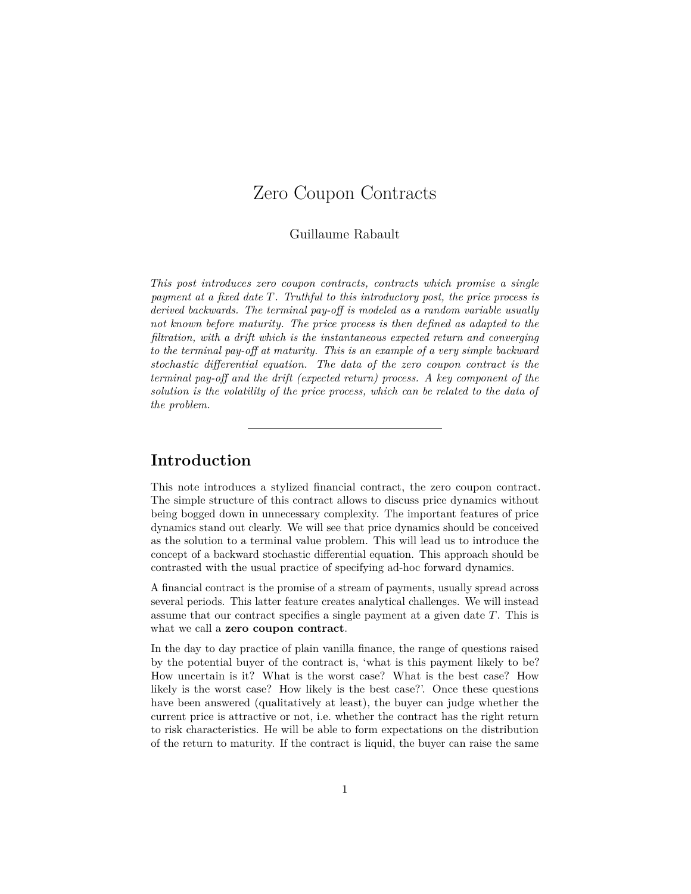# Zero Coupon Contracts

Guillaume Rabault

*This post introduces zero coupon contracts, contracts which promise a single payment at a fixed date $T$. Truthful to this introductory post, the price process is derived backwards. The terminal pay-off is modeled as a random variable usually not known before maturity. The price process is then defined as adapted to the filtration, with a drift which is the instantaneous expected return and converging to the terminal pay-off at maturity. This is an example of a very simple backward stochastic differential equation. The data of the zero coupon contract is the terminal pay-off and the drift (expected return) process. A key component of the solution is the volatility of the price process, which can be related to the data of the problem.*

---

## Introduction

This note introduces a stylized financial contract, the zero coupon contract. The simple structure of this contract allows to discuss price dynamics without being bogged down in unnecessary complexity. The important features of price dynamics stand out clearly. We will see that price dynamics should be conceived as the solution to a terminal value problem. This will lead us to introduce the concept of a backward stochastic differential equation. This approach should be contrasted with the usual practice of specifying ad-hoc forward dynamics.

A financial contract is the promise of a stream of payments, usually spread across several periods. This latter feature creates analytical challenges. We will instead assume that our contract specifies a single payment at a given date $T$. This is what we call a **zero coupon contract**.

In the day to day practice of plain vanilla finance, the range of questions raised by the potential buyer of the contract is, 'what is this payment likely to be? How uncertain is it? What is the worst case? What is the best case? How likely is the worst case? How likely is the best case?'. Once these questions have been answered (qualitatively at least), the buyer can judge whether the current price is attractive or not, i.e. whether the contract has the right return to risk characteristics. He will be able to form expectations on the distribution of the return to maturity. If the contract is liquid, the buyer can raise the same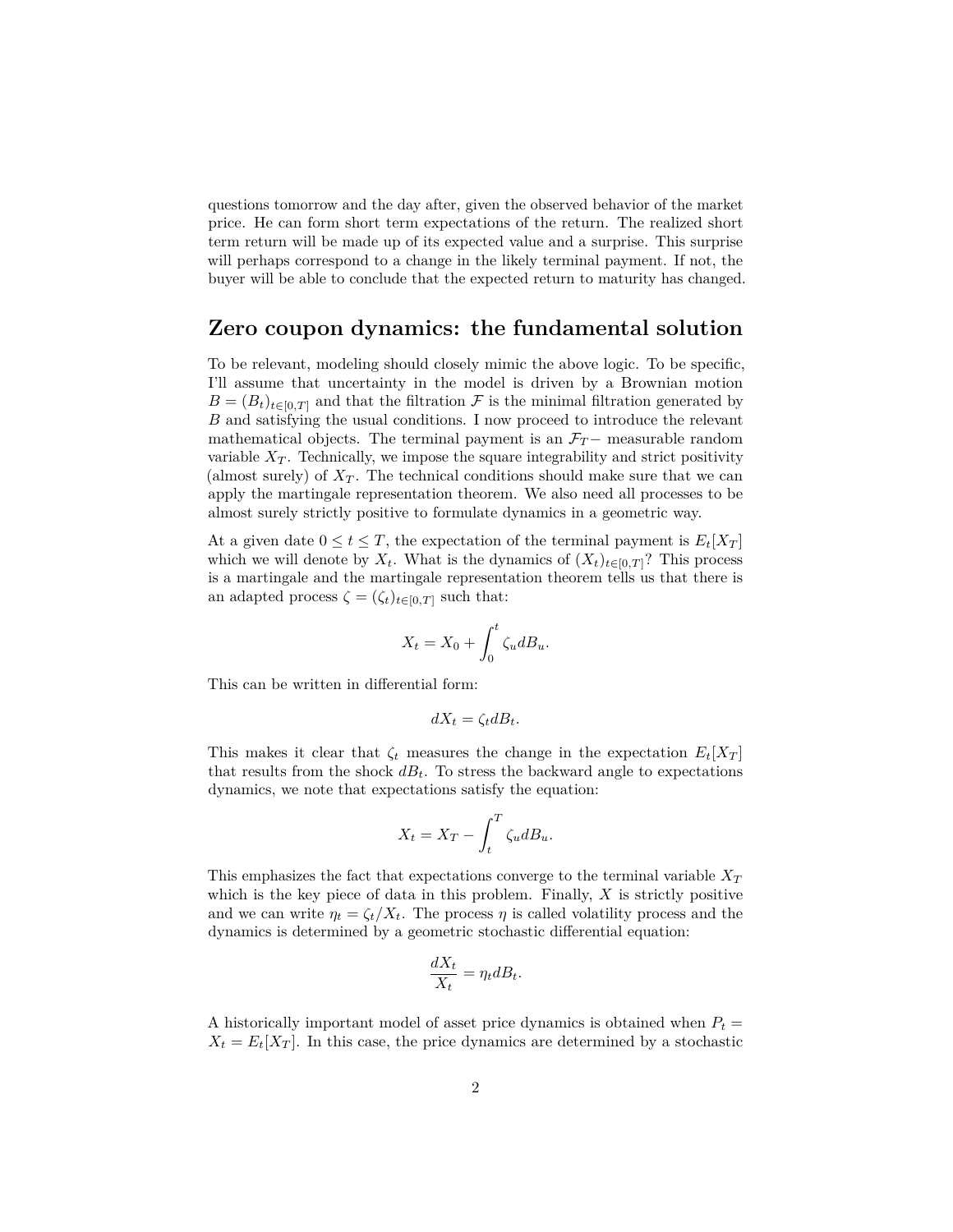questions tomorrow and the day after, given the observed behavior of the market price. He can form short term expectations of the return. The realized short term return will be made up of its expected value and a surprise. This surprise will perhaps correspond to a change in the likely terminal payment. If not, the buyer will be able to conclude that the expected return to maturity has changed.

## Zero coupon dynamics: the fundamental solution

To be relevant, modeling should closely mimic the above logic. To be specific, I'll assume that uncertainty in the model is driven by a Brownian motion $B = (B_t)_{t\in[0,T]}$ and that the filtration $\mathcal{F}$ is the minimal filtration generated by $B$ and satisfying the usual conditions. I now proceed to introduce the relevant mathematical objects. The terminal payment is an $\mathcal{F}_T-$ measurable random variable $X_T$. Technically, we impose the square integrability and strict positivity (almost surely) of $X_T$. The technical conditions should make sure that we can apply the martingale representation theorem. We also need all processes to be almost surely strictly positive to formulate dynamics in a geometric way.

At a given date $0 \le t \le T$, the expectation of the terminal payment is $E_t[X_T]$ which we will denote by $X_t$. What is the dynamics of $(X_t)_{t\in[0,T]}$? This process is a martingale and the martingale representation theorem tells us that there is an adapted process $\zeta = (\zeta_t)_{t\in[0,T]}$ such that:

$$X_t = X_0 + \int_0^t \zeta_u dB_u.$$

This can be written in differential form:

$$dX_t = \zeta_t dB_t.$$

This makes it clear that $\zeta_t$ measures the change in the expectation $E_t[X_T]$ that results from the shock $dB_t$. To stress the backward angle to expectations dynamics, we note that expectations satisfy the equation:

$$X_t = X_T - \int_t^T \zeta_u dB_u.$$

This emphasizes the fact that expectations converge to the terminal variable $X_T$ which is the key piece of data in this problem. Finally, $X$ is strictly positive and we can write $\eta_t = \zeta_t / X_t$. The process $\eta$ is called volatility process and the dynamics is determined by a geometric stochastic differential equation:

$$\frac{dX_t}{X_t} = \eta_t dB_t.$$

A historically important model of asset price dynamics is obtained when $P_t = X_t = E_t[X_T]$. In this case, the price dynamics are determined by a stochastic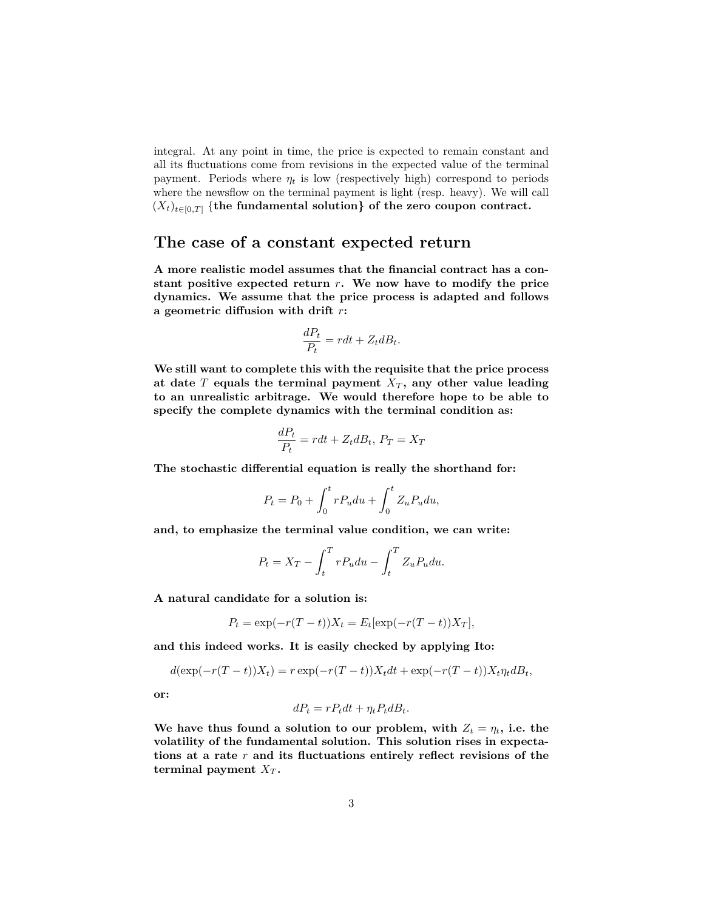integral. At any point in time, the price is expected to remain constant and all its fluctuations come from revisions in the expected value of the terminal payment. Periods where $\eta_t$ is low (respectively high) correspond to periods where the newsflow on the terminal payment is light (resp. heavy). We will call $(X_t)_{t\in[0,T]}$ **{the fundamental solution} of the zero coupon contract.**

## The case of a constant expected return

**A more realistic model assumes that the financial contract has a constant positive expected return $r$. We now have to modify the price dynamics. We assume that the price process is adapted and follows a geometric diffusion with drift $r$:**

$$\frac{dP_t}{P_t} = rdt + Z_t dB_t.$$

**We still want to complete this with the requisite that the price process at date $T$ equals the terminal payment $X_T$, any other value leading to an unrealistic arbitrage. We would therefore hope to be able to specify the complete dynamics with the terminal condition as:**

$$\frac{dP_t}{P_t} = rdt + Z_t dB_t,\ P_T = X_T$$

**The stochastic differential equation is really the shorthand for:**

$$P_t = P_0 + \int_0^t rP_u du + \int_0^t Z_u P_u du,$$

**and, to emphasize the terminal value condition, we can write:**

$$P_t = X_T - \int_t^T rP_u du - \int_t^T Z_u P_u du.$$

**A natural candidate for a solution is:**

$$P_t = \exp(-r(T-t))X_t = E_t[\exp(-r(T-t))X_T],$$

**and this indeed works. It is easily checked by applying Ito:**

$$d(\exp(-r(T-t))X_t) = r\exp(-r(T-t))X_t dt + \exp(-r(T-t))X_t \eta_t dB_t,$$

**or:**

$$dP_t = rP_t dt + \eta_t P_t dB_t.$$

**We have thus found a solution to our problem, with $Z_t = \eta_t$, i.e. the volatility of the fundamental solution. This solution rises in expectations at a rate $r$ and its fluctuations entirely reflect revisions of the terminal payment $X_T$.**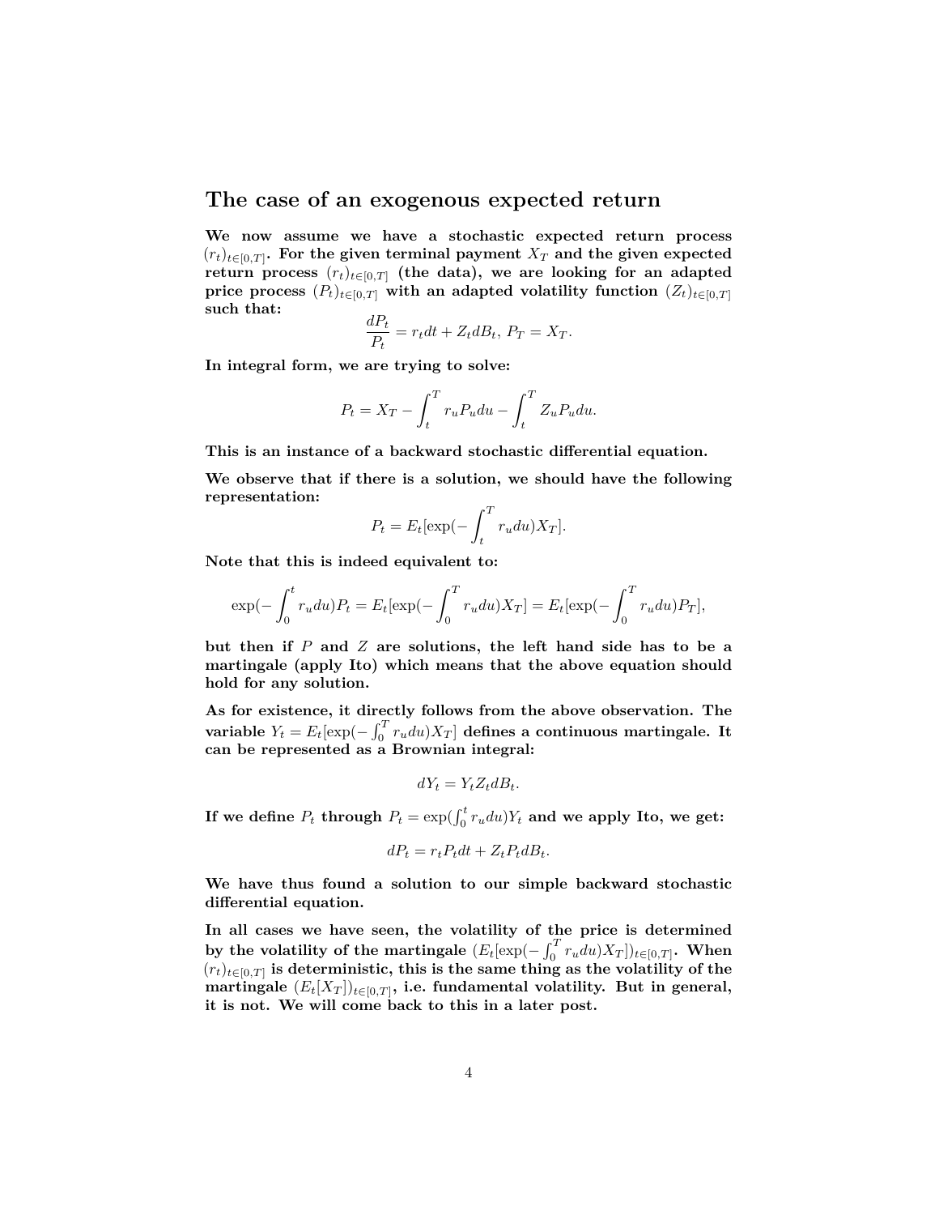## The case of an exogenous expected return

**We now assume we have a stochastic expected return process $(r_t)_{t\in[0,T]}$. For the given terminal payment $X_T$ and the given expected return process $(r_t)_{t\in[0,T]}$ (the data), we are looking for an adapted price process $(P_t)_{t\in[0,T]}$ with an adapted volatility function $(Z_t)_{t\in[0,T]}$ such that:**

$$\frac{dP_t}{P_t} = r_t dt + Z_t dB_t,\ P_T = X_T.$$

**In integral form, we are trying to solve:**

$$P_t = X_T - \int_t^T r_u P_u du - \int_t^T Z_u P_u du.$$

**This is an instance of a backward stochastic differential equation.**

**We observe that if there is a solution, we should have the following representation:**

$$P_t = E_t[\exp(-\int_t^T r_u du) X_T].$$

**Note that this is indeed equivalent to:**

$$\exp(-\int_0^t r_u du) P_t = E_t[\exp(-\int_0^T r_u du) X_T] = E_t[\exp(-\int_0^T r_u du) P_T],$$

**but then if $P$ and $Z$ are solutions, the left hand side has to be a martingale (apply Ito) which means that the above equation should hold for any solution.**

**As for existence, it directly follows from the above observation. The variable $Y_t = E_t[\exp(-\int_0^T r_u du) X_T]$ defines a continuous martingale. It can be represented as a Brownian integral:**

$$dY_t = Y_t Z_t dB_t.$$

**If we define $P_t$ through $P_t = \exp(\int_0^t r_u du) Y_t$ and we apply Ito, we get:**

$$dP_t = r_t P_t dt + Z_t P_t dB_t.$$

**We have thus found a solution to our simple backward stochastic differential equation.**

**In all cases we have seen, the volatility of the price is determined by the volatility of the martingale $(E_t[\exp(-\int_0^T r_u du) X_T])_{t\in[0,T]}$. When $(r_t)_{t\in[0,T]}$ is deterministic, this is the same thing as the volatility of the martingale $(E_t[X_T])_{t\in[0,T]}$, i.e. fundamental volatility. But in general, it is not. We will come back to this in a later post.**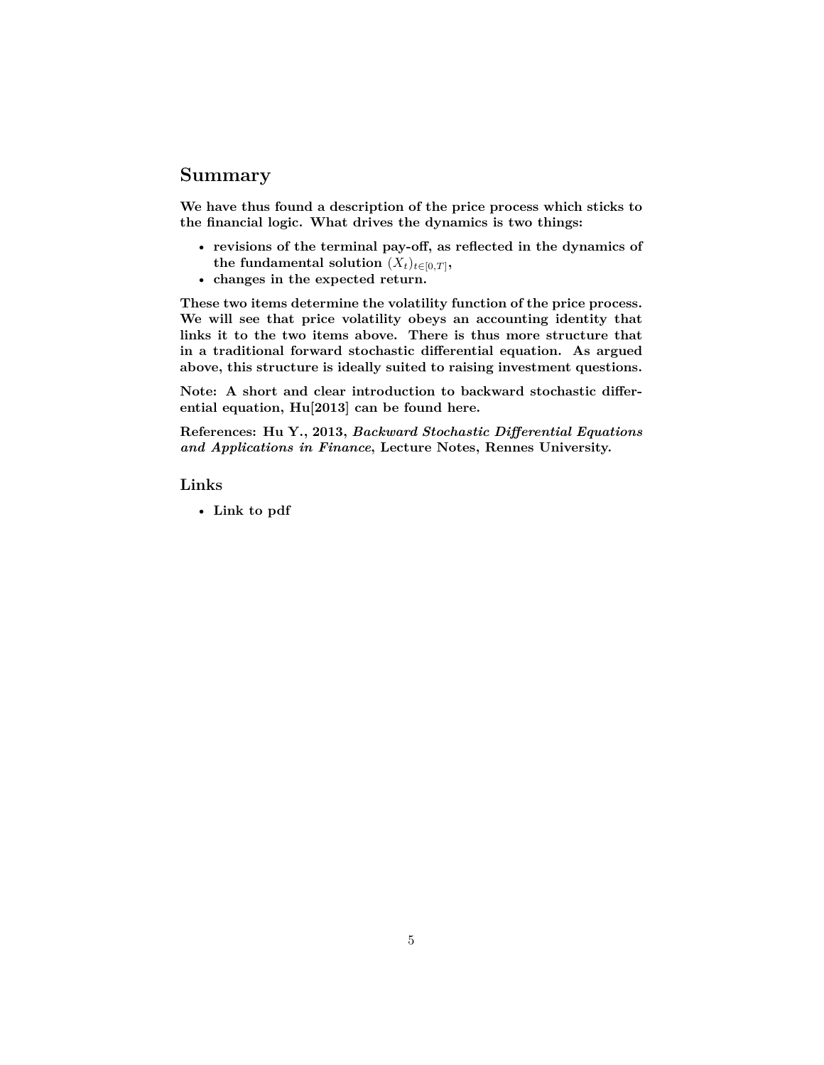## Summary

**We have thus found a description of the price process which sticks to the financial logic. What drives the dynamics is two things:**

- **revisions of the terminal pay-off, as reflected in the dynamics of the fundamental solution $(X_t)_{t\in[0,T]}$,**
- **changes in the expected return.**

**These two items determine the volatility function of the price process. We will see that price volatility obeys an accounting identity that links it to the two items above. There is thus more structure that in a traditional forward stochastic differential equation. As argued above, this structure is ideally suited to raising investment questions.**

**Note: A short and clear introduction to backward stochastic differential equation, Hu[2013] can be found here.**

**References: Hu Y., 2013, *Backward Stochastic Differential Equations and Applications in Finance*, Lecture Notes, Rennes University.**

### Links

- **Link to pdf**